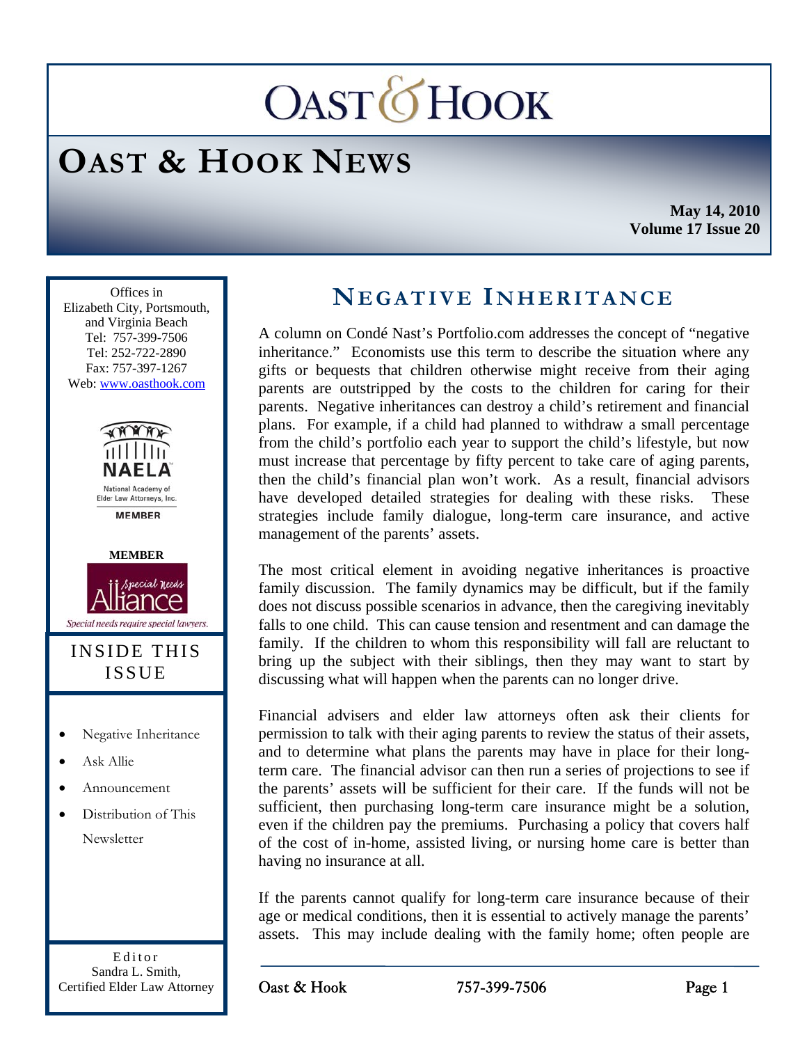# OAST & HOOK NEWS

**May 14, 2010**
**Volume 17 Issue 20**

Offices in
Elizabeth City, Portsmouth, and Virginia Beach
Tel: 757-399-7506
Tel: 252-722-2890
Fax: 757-397-1267
Web: www.oasthook.com

NAELA
National Academy of Elder Law Attorneys, Inc.
MEMBER

MEMBER
Special Needs Alliance
Special needs require special lawyers.

## INSIDE THIS ISSUE

- Negative Inheritance
- Ask Allie
- Announcement
- Distribution of This Newsletter

Editor
Sandra L. Smith,
Certified Elder Law Attorney

## NEGATIVE INHERITANCE

A column on Condé Nast's Portfolio.com addresses the concept of "negative inheritance." Economists use this term to describe the situation where any gifts or bequests that children otherwise might receive from their aging parents are outstripped by the costs to the children for caring for their parents. Negative inheritances can destroy a child's retirement and financial plans. For example, if a child had planned to withdraw a small percentage from the child's portfolio each year to support the child's lifestyle, but now must increase that percentage by fifty percent to take care of aging parents, then the child's financial plan won't work. As a result, financial advisors have developed detailed strategies for dealing with these risks. These strategies include family dialogue, long-term care insurance, and active management of the parents' assets.

The most critical element in avoiding negative inheritances is proactive family discussion. The family dynamics may be difficult, but if the family does not discuss possible scenarios in advance, then the caregiving inevitably falls to one child. This can cause tension and resentment and can damage the family. If the children to whom this responsibility will fall are reluctant to bring up the subject with their siblings, then they may want to start by discussing what will happen when the parents can no longer drive.

Financial advisers and elder law attorneys often ask their clients for permission to talk with their aging parents to review the status of their assets, and to determine what plans the parents may have in place for their long-term care. The financial advisor can then run a series of projections to see if the parents' assets will be sufficient for their care. If the funds will not be sufficient, then purchasing long-term care insurance might be a solution, even if the children pay the premiums. Purchasing a policy that covers half of the cost of in-home, assisted living, or nursing home care is better than having no insurance at all.

If the parents cannot qualify for long-term care insurance because of their age or medical conditions, then it is essential to actively manage the parents' assets. This may include dealing with the family home; often people are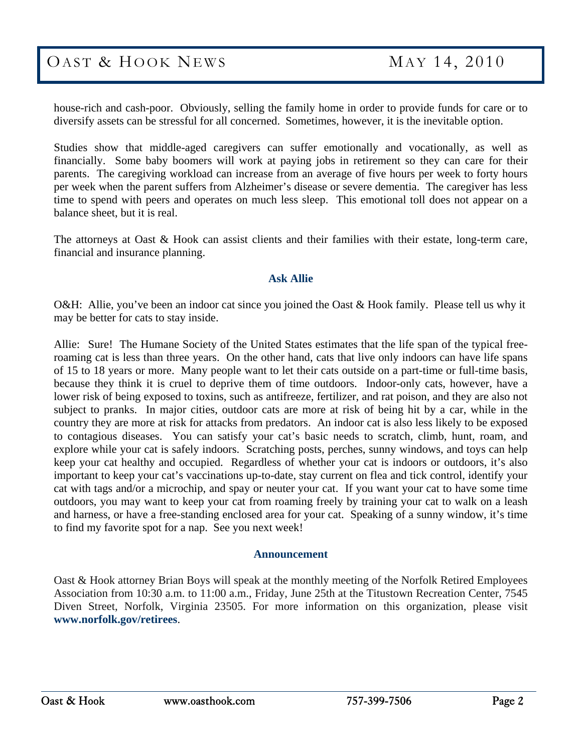house-rich and cash-poor. Obviously, selling the family home in order to provide funds for care or to diversify assets can be stressful for all concerned. Sometimes, however, it is the inevitable option.

Studies show that middle-aged caregivers can suffer emotionally and vocationally, as well as financially. Some baby boomers will work at paying jobs in retirement so they can care for their parents. The caregiving workload can increase from an average of five hours per week to forty hours per week when the parent suffers from Alzheimer's disease or severe dementia. The caregiver has less time to spend with peers and operates on much less sleep. This emotional toll does not appear on a balance sheet, but it is real.

The attorneys at Oast & Hook can assist clients and their families with their estate, long-term care, financial and insurance planning.

## Ask Allie

O&H: Allie, you've been an indoor cat since you joined the Oast & Hook family. Please tell us why it may be better for cats to stay inside.

Allie: Sure! The Humane Society of the United States estimates that the life span of the typical free-roaming cat is less than three years. On the other hand, cats that live only indoors can have life spans of 15 to 18 years or more. Many people want to let their cats outside on a part-time or full-time basis, because they think it is cruel to deprive them of time outdoors. Indoor-only cats, however, have a lower risk of being exposed to toxins, such as antifreeze, fertilizer, and rat poison, and they are also not subject to pranks. In major cities, outdoor cats are more at risk of being hit by a car, while in the country they are more at risk for attacks from predators. An indoor cat is also less likely to be exposed to contagious diseases. You can satisfy your cat's basic needs to scratch, climb, hunt, roam, and explore while your cat is safely indoors. Scratching posts, perches, sunny windows, and toys can help keep your cat healthy and occupied. Regardless of whether your cat is indoors or outdoors, it's also important to keep your cat's vaccinations up-to-date, stay current on flea and tick control, identify your cat with tags and/or a microchip, and spay or neuter your cat. If you want your cat to have some time outdoors, you may want to keep your cat from roaming freely by training your cat to walk on a leash and harness, or have a free-standing enclosed area for your cat. Speaking of a sunny window, it's time to find my favorite spot for a nap. See you next week!

## Announcement

Oast & Hook attorney Brian Boys will speak at the monthly meeting of the Norfolk Retired Employees Association from 10:30 a.m. to 11:00 a.m., Friday, June 25th at the Titustown Recreation Center, 7545 Diven Street, Norfolk, Virginia 23505. For more information on this organization, please visit **www.norfolk.gov/retirees**.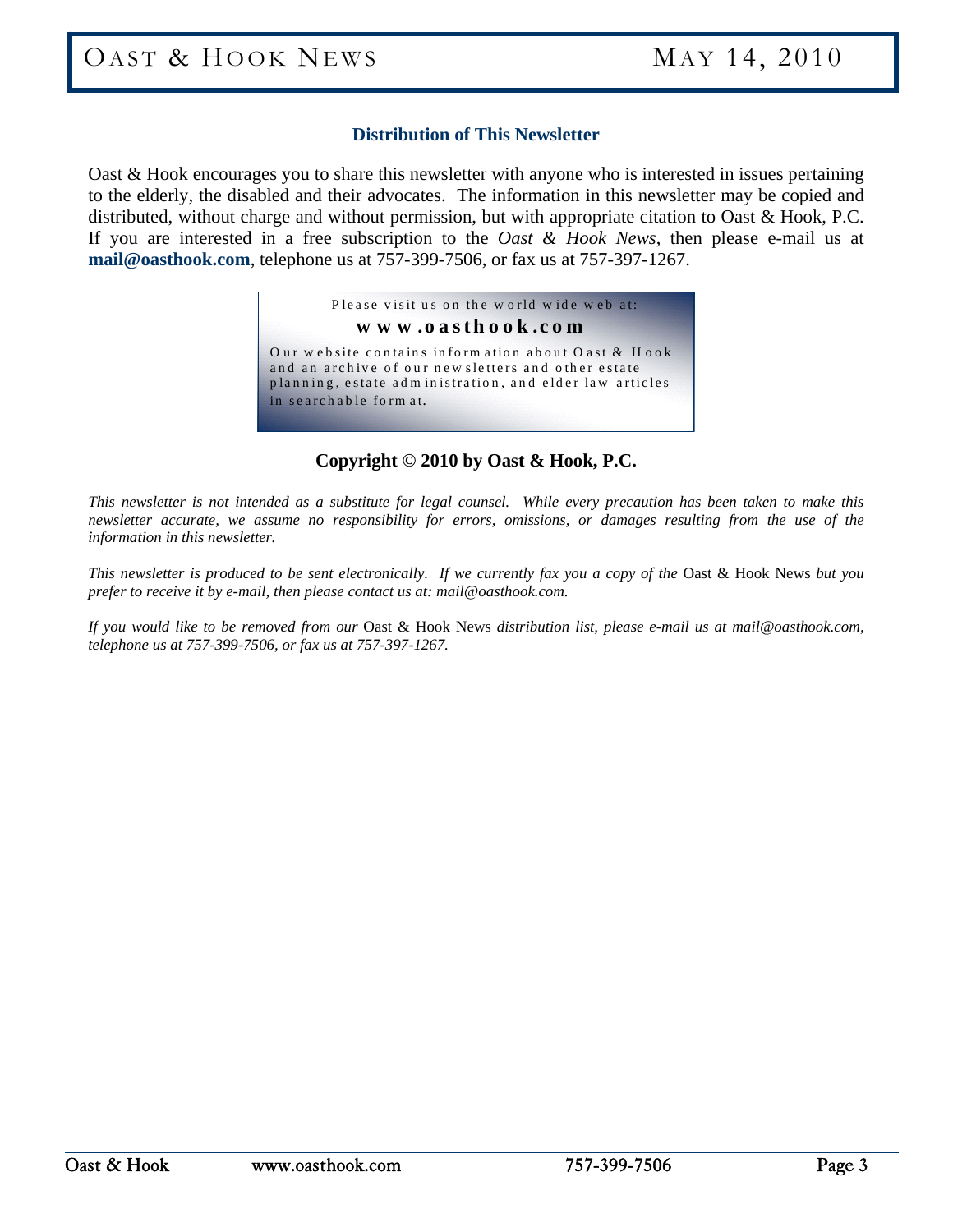## Distribution of This Newsletter

Oast & Hook encourages you to share this newsletter with anyone who is interested in issues pertaining to the elderly, the disabled and their advocates. The information in this newsletter may be copied and distributed, without charge and without permission, but with appropriate citation to Oast & Hook, P.C. If you are interested in a free subscription to the *Oast & Hook News*, then please e-mail us at **mail@oasthook.com**, telephone us at 757-399-7506, or fax us at 757-397-1267.

Please visit us on the world wide web at:

**www.oasthook.com**

Our website contains information about Oast & Hook and an archive of our newsletters and other estate planning, estate administration, and elder law articles in searchable format.

**Copyright © 2010 by Oast & Hook, P.C.**

*This newsletter is not intended as a substitute for legal counsel. While every precaution has been taken to make this newsletter accurate, we assume no responsibility for errors, omissions, or damages resulting from the use of the information in this newsletter.*

*This newsletter is produced to be sent electronically. If we currently fax you a copy of the* Oast & Hook News *but you prefer to receive it by e-mail, then please contact us at: mail@oasthook.com.*

*If you would like to be removed from our* Oast & Hook News *distribution list, please e-mail us at mail@oasthook.com, telephone us at 757-399-7506, or fax us at 757-397-1267.*